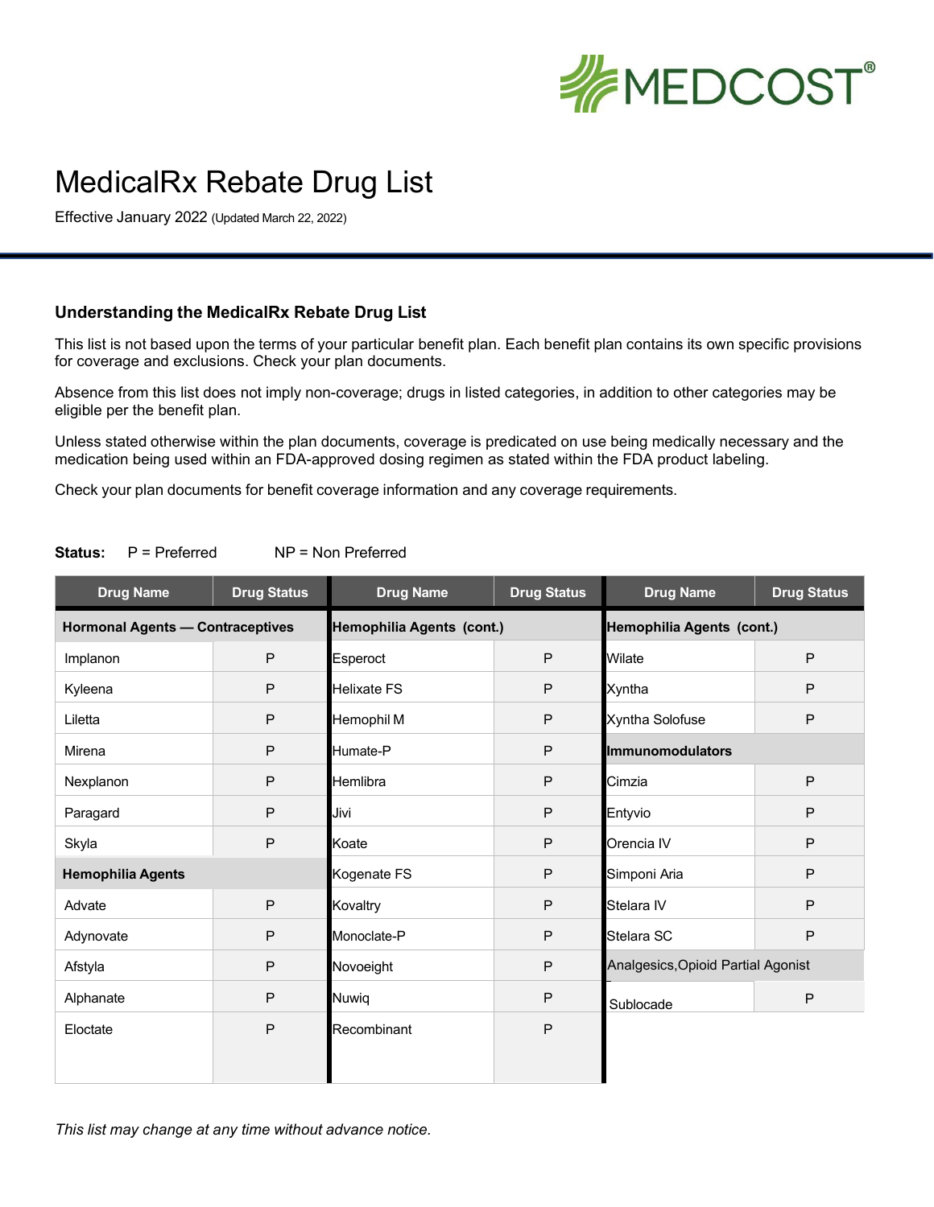MEDCOST®

# MedicalRx Rebate Drug List

Effective January 2022 (Updated March 22, 2022)

## Understanding the MedicalRx Rebate Drug List

This list is not based upon the terms of your particular benefit plan. Each benefit plan contains its own specific provisions for coverage and exclusions. Check your plan documents.

Absence from this list does not imply non-coverage; drugs in listed categories, in addition to other categories may be eligible per the benefit plan.

Unless stated otherwise within the plan documents, coverage is predicated on use being medically necessary and the medication being used within an FDA-approved dosing regimen as stated within the FDA product labeling.

Check your plan documents for benefit coverage information and any coverage requirements.

**Status:** P = Preferred NP = Non Preferred

| Drug Name | Drug Status |
|---|---|
| **Hormonal Agents — Contraceptives** | |
| Implanon | P |
| Kyleena | P |
| Liletta | P |
| Mirena | P |
| Nexplanon | P |
| Paragard | P |
| Skyla | P |
| **Hemophilia Agents** | |
| Advate | P |
| Adynovate | P |
| Afstyla | P |
| Alphanate | P |
| Eloctate | P |
| Esperoct | P |
| Helixate FS | P |
| Hemophil M | P |
| Humate-P | P |
| Hemlibra | P |
| Jivi | P |
| Koate | P |
| Kogenate FS | P |
| Kovaltry | P |
| Monoclate-P | P |
| Novoeight | P |
| Nuwiq | P |
| Recombinant | P |
| Wilate | P |
| Xyntha | P |
| Xyntha Solofuse | P |
| **Immunomodulators** | |
| Cimzia | P |
| Entyvio | P |
| Orencia IV | P |
| Simponi Aria | P |
| Stelara IV | P |
| Stelara SC | P |
| Analgesics,Opioid Partial Agonist | |
| Sublocade | P |

*This list may change at any time without advance notice.*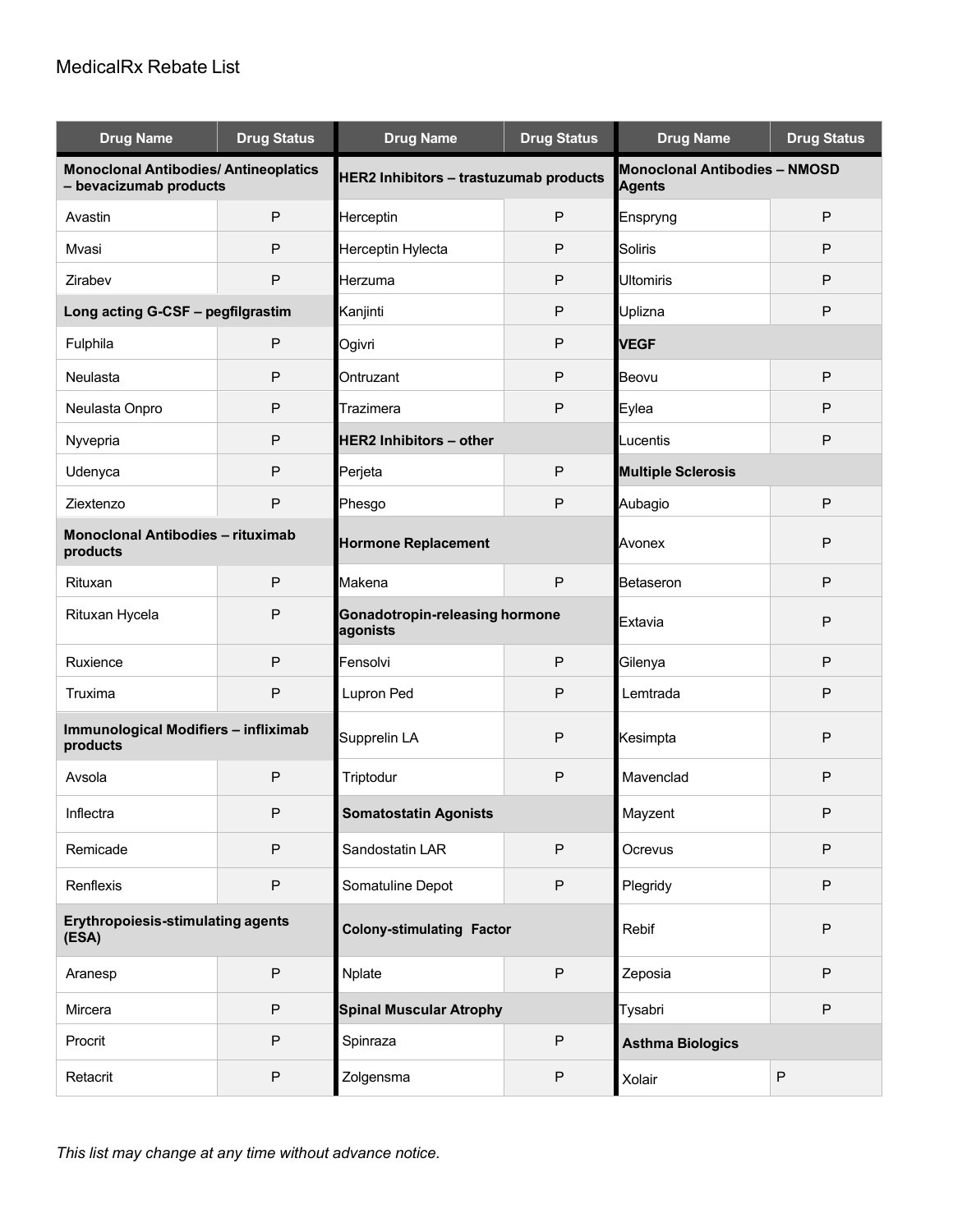MedicalRx Rebate List

| Drug Name | Drug Status | Drug Name | Drug Status | Drug Name | Drug Status |
|---|---|---|---|---|---|
| **Monoclonal Antibodies/ Antineoplatics – bevacizumab products** | | **HER2 Inhibitors – trastuzumab products** | | **Monoclonal Antibodies – NMOSD Agents** | |
| Avastin | P | Herceptin | P | Enspryng | P |
| Mvasi | P | Herceptin Hylecta | P | Soliris | P |
| Zirabev | P | Herzuma | P | Ultomiris | P |
| **Long acting G-CSF – pegfilgrastim** | | Kanjinti | P | Uplizna | P |
| Fulphila | P | Ogivri | P | **VEGF** | |
| Neulasta | P | Ontruzant | P | Beovu | P |
| Neulasta Onpro | P | Trazimera | P | Eylea | P |
| Nyvepria | P | **HER2 Inhibitors – other** | | Lucentis | P |
| Udenyca | P | Perjeta | P | **Multiple Sclerosis** | |
| Ziextenzo | P | Phesgo | P | Aubagio | P |
| **Monoclonal Antibodies – rituximab products** | | **Hormone Replacement** | | Avonex | P |
| Rituxan | P | Makena | P | Betaseron | P |
| Rituxan Hycela | P | **Gonadotropin-releasing hormone agonists** | | Extavia | P |
| Ruxience | P | Fensolvi | P | Gilenya | P |
| Truxima | P | Lupron Ped | P | Lemtrada | P |
| **Immunological Modifiers – infliximab products** | | Supprelin LA | P | Kesimpta | P |
| Avsola | P | Triptodur | P | Mavenclad | P |
| Inflectra | P | **Somatostatin Agonists** | | Mayzent | P |
| Remicade | P | Sandostatin LAR | P | Ocrevus | P |
| Renflexis | P | Somatuline Depot | P | Plegridy | P |
| **Erythropoiesis-stimulating agents (ESA)** | | **Colony-stimulating Factor** | | Rebif | P |
| Aranesp | P | Nplate | P | Zeposia | P |
| Mircera | P | **Spinal Muscular Atrophy** | | Tysabri | P |
| Procrit | P | Spinraza | P | **Asthma Biologics** | |
| Retacrit | P | Zolgensma | P | Xolair | P |

*This list may change at any time without advance notice.*